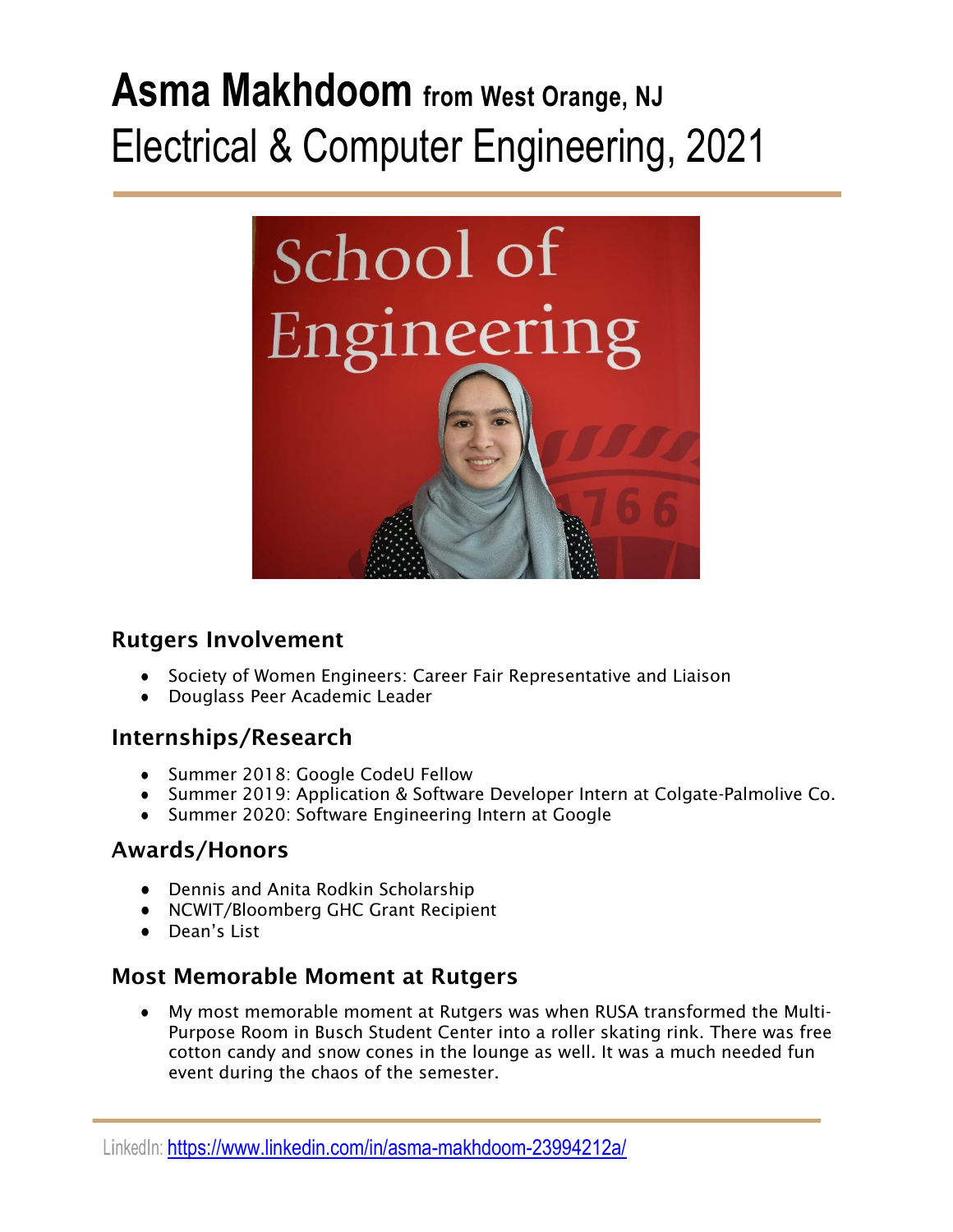# Asma Makhdoom from West Orange, NJ

## Electrical & Computer Engineering, 2021

### Rutgers Involvement

- Society of Women Engineers: Career Fair Representative and Liaison
- Douglass Peer Academic Leader

### Internships/Research

- Summer 2018: Google CodeU Fellow
- Summer 2019: Application & Software Developer Intern at Colgate-Palmolive Co.
- Summer 2020: Software Engineering Intern at Google

### Awards/Honors

- Dennis and Anita Rodkin Scholarship
- NCWIT/Bloomberg GHC Grant Recipient
- Dean's List

### Most Memorable Moment at Rutgers

- My most memorable moment at Rutgers was when RUSA transformed the Multi-Purpose Room in Busch Student Center into a roller skating rink. There was free cotton candy and snow cones in the lounge as well. It was a much needed fun event during the chaos of the semester.

LinkedIn: https://www.linkedin.com/in/asma-makhdoom-23994212a/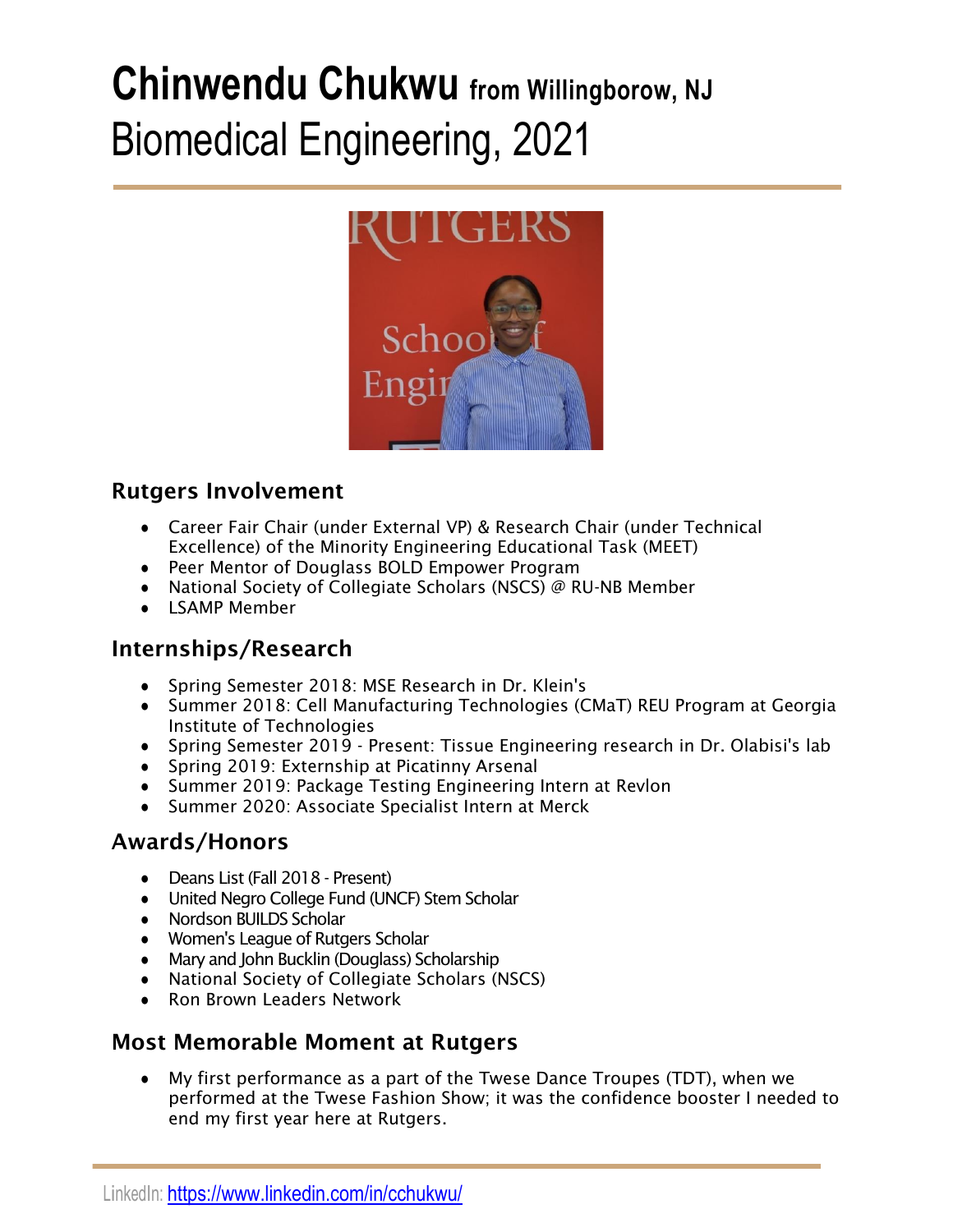# Chinwendu Chukwu from Willingborow, NJ

# Biomedical Engineering, 2021

## Rutgers Involvement

- Career Fair Chair (under External VP) & Research Chair (under Technical Excellence) of the Minority Engineering Educational Task (MEET)
- Peer Mentor of Douglass BOLD Empower Program
- National Society of Collegiate Scholars (NSCS) @ RU-NB Member
- LSAMP Member

## Internships/Research

- Spring Semester 2018: MSE Research in Dr. Klein's
- Summer 2018: Cell Manufacturing Technologies (CMaT) REU Program at Georgia Institute of Technologies
- Spring Semester 2019 - Present: Tissue Engineering research in Dr. Olabisi's lab
- Spring 2019: Externship at Picatinny Arsenal
- Summer 2019: Package Testing Engineering Intern at Revlon
- Summer 2020: Associate Specialist Intern at Merck

## Awards/Honors

- Deans List (Fall 2018 - Present)
- United Negro College Fund (UNCF) Stem Scholar
- Nordson BUILDS Scholar
- Women's League of Rutgers Scholar
- Mary and John Bucklin (Douglass) Scholarship
- National Society of Collegiate Scholars (NSCS)
- Ron Brown Leaders Network

## Most Memorable Moment at Rutgers

- My first performance as a part of the Twese Dance Troupes (TDT), when we performed at the Twese Fashion Show; it was the confidence booster I needed to end my first year here at Rutgers.

LinkedIn: https://www.linkedin.com/in/cchukwu/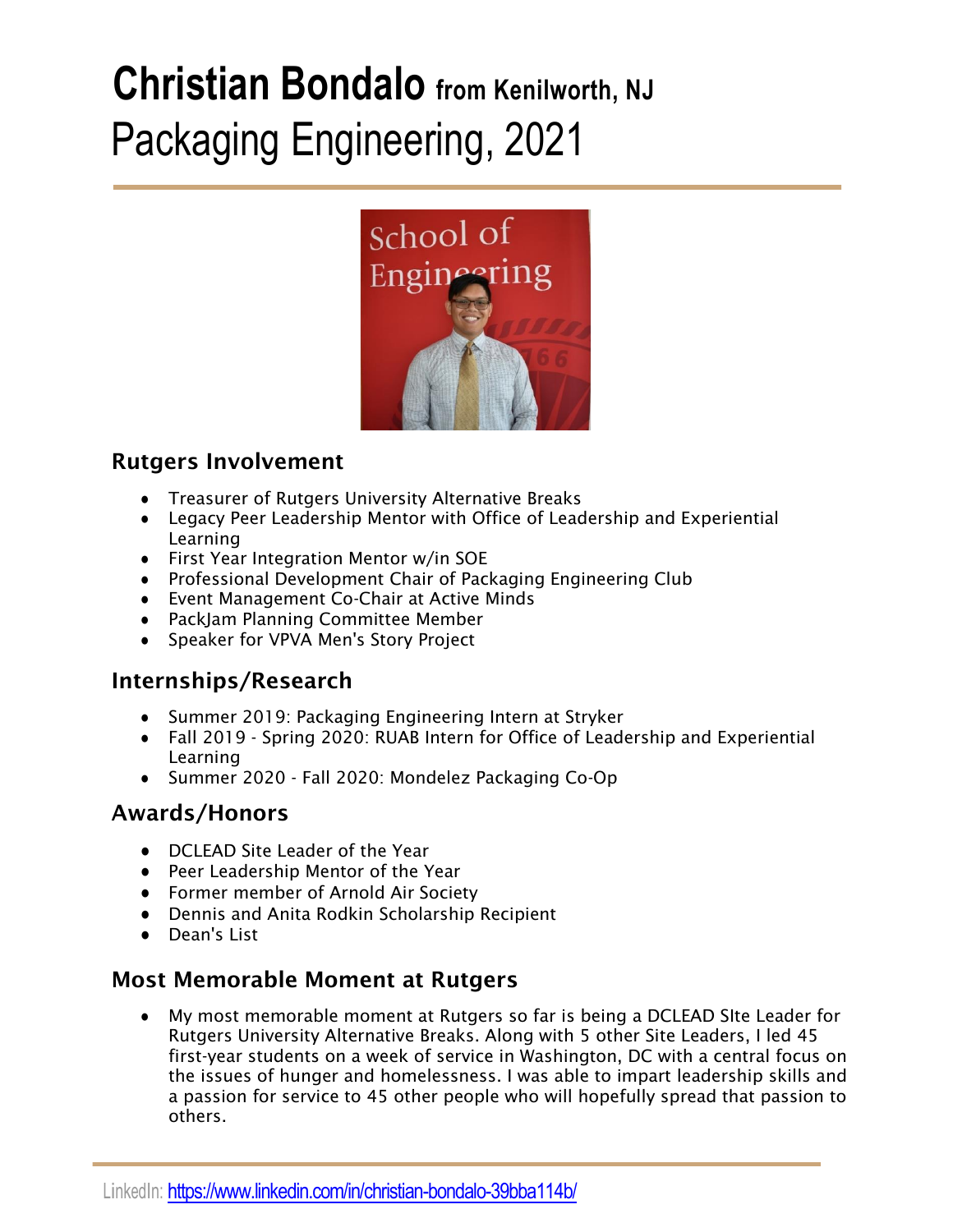# Christian Bondalo from Kenilworth, NJ

## Packaging Engineering, 2021

### Rutgers Involvement

- Treasurer of Rutgers University Alternative Breaks
- Legacy Peer Leadership Mentor with Office of Leadership and Experiential Learning
- First Year Integration Mentor w/in SOE
- Professional Development Chair of Packaging Engineering Club
- Event Management Co-Chair at Active Minds
- PackJam Planning Committee Member
- Speaker for VPVA Men's Story Project

### Internships/Research

- Summer 2019: Packaging Engineering Intern at Stryker
- Fall 2019 - Spring 2020: RUAB Intern for Office of Leadership and Experiential Learning
- Summer 2020 - Fall 2020: Mondelez Packaging Co-Op

### Awards/Honors

- DCLEAD Site Leader of the Year
- Peer Leadership Mentor of the Year
- Former member of Arnold Air Society
- Dennis and Anita Rodkin Scholarship Recipient
- Dean's List

### Most Memorable Moment at Rutgers

- My most memorable moment at Rutgers so far is being a DCLEAD SIte Leader for Rutgers University Alternative Breaks. Along with 5 other Site Leaders, I led 45 first-year students on a week of service in Washington, DC with a central focus on the issues of hunger and homelessness. I was able to impart leadership skills and a passion for service to 45 other people who will hopefully spread that passion to others.

LinkedIn: https://www.linkedin.com/in/christian-bondalo-39bba114b/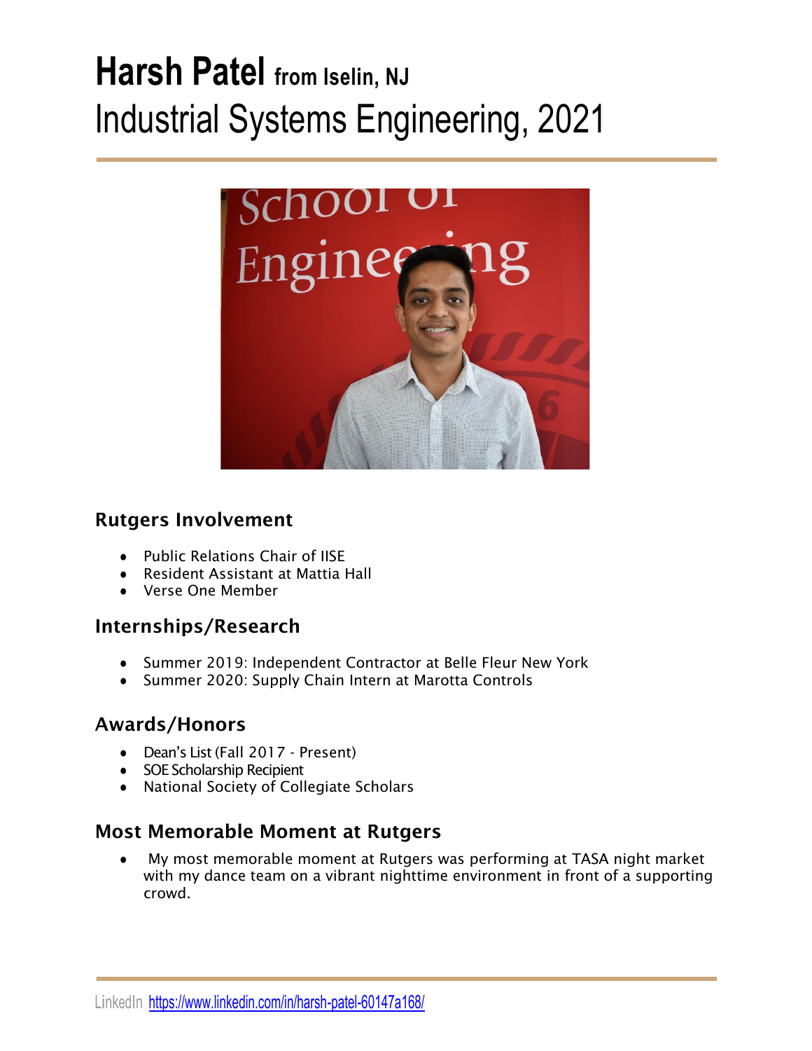# Harsh Patel from Iselin, NJ

## Industrial Systems Engineering, 2021

### Rutgers Involvement

- Public Relations Chair of IISE
- Resident Assistant at Mattia Hall
- Verse One Member

### Internships/Research

- Summer 2019: Independent Contractor at Belle Fleur New York
- Summer 2020: Supply Chain Intern at Marotta Controls

### Awards/Honors

- Dean's List (Fall 2017 - Present)
- SOE Scholarship Recipient
- National Society of Collegiate Scholars

### Most Memorable Moment at Rutgers

- My most memorable moment at Rutgers was performing at TASA night market with my dance team on a vibrant nighttime environment in front of a supporting crowd.

LinkedIn https://www.linkedin.com/in/harsh-patel-60147a168/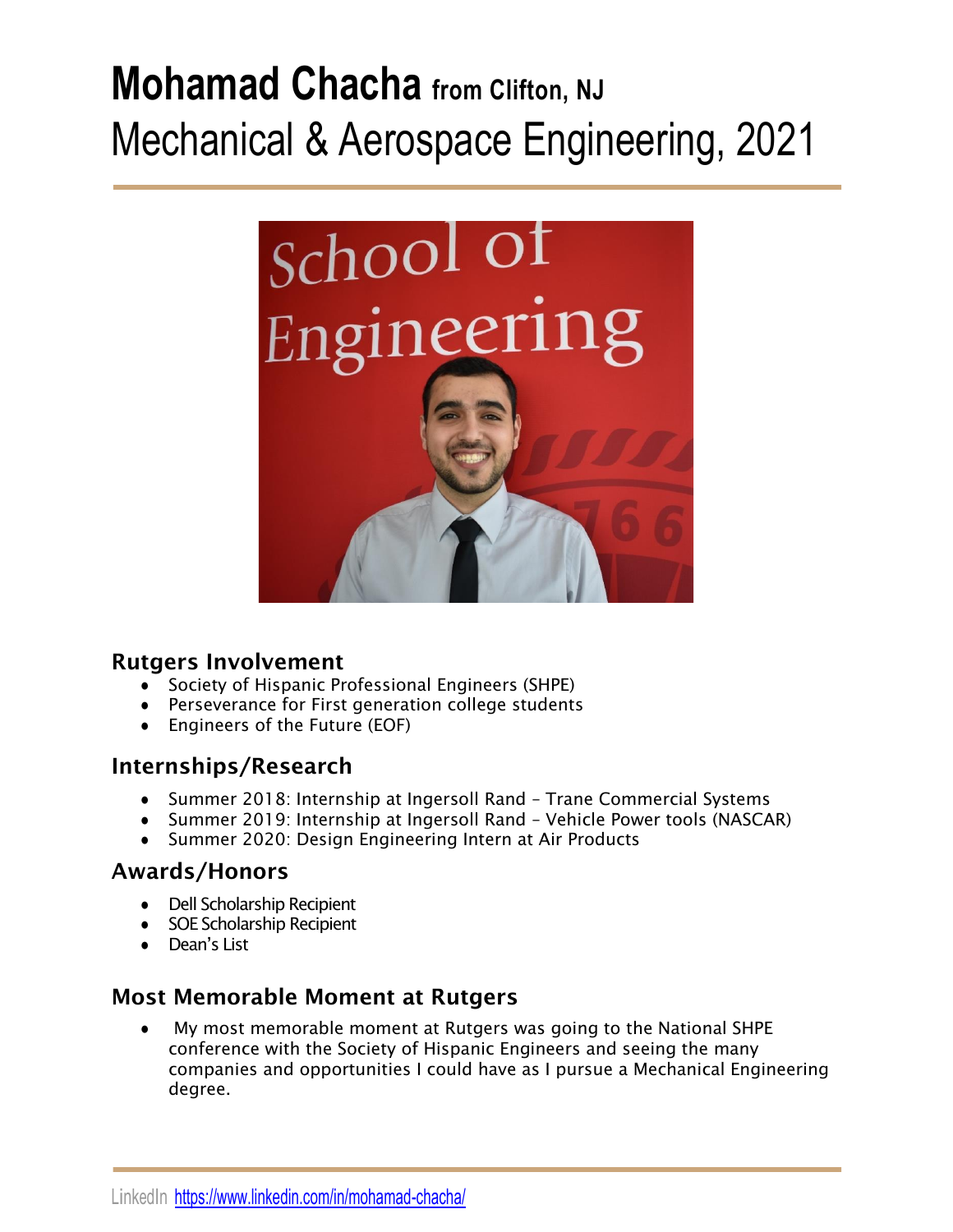# **Mohamad Chacha** from Clifton, NJ

## Mechanical & Aerospace Engineering, 2021

### Rutgers Involvement

- Society of Hispanic Professional Engineers (SHPE)
- Perseverance for First generation college students
- Engineers of the Future (EOF)

### Internships/Research

- Summer 2018: Internship at Ingersoll Rand – Trane Commercial Systems
- Summer 2019: Internship at Ingersoll Rand – Vehicle Power tools (NASCAR)
- Summer 2020: Design Engineering Intern at Air Products

### Awards/Honors

- Dell Scholarship Recipient
- SOE Scholarship Recipient
- Dean's List

### Most Memorable Moment at Rutgers

- My most memorable moment at Rutgers was going to the National SHPE conference with the Society of Hispanic Engineers and seeing the many companies and opportunities I could have as I pursue a Mechanical Engineering degree.

LinkedIn https://www.linkedin.com/in/mohamad-chacha/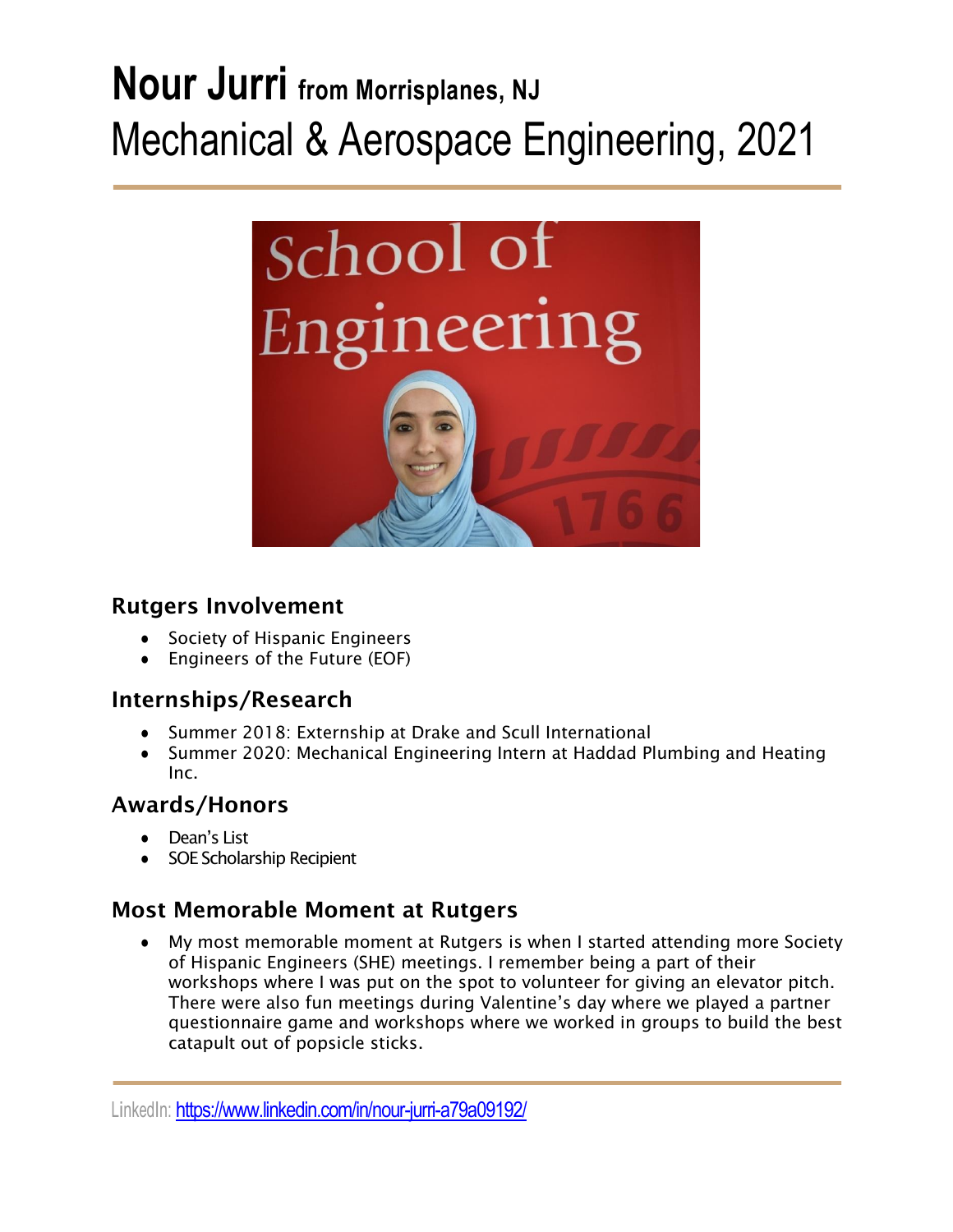# Nour Jurri from Morrisplanes, NJ

## Mechanical & Aerospace Engineering, 2021

### Rutgers Involvement

- Society of Hispanic Engineers
- Engineers of the Future (EOF)

### Internships/Research

- Summer 2018: Externship at Drake and Scull International
- Summer 2020: Mechanical Engineering Intern at Haddad Plumbing and Heating Inc.

### Awards/Honors

- Dean's List
- SOE Scholarship Recipient

### Most Memorable Moment at Rutgers

- My most memorable moment at Rutgers is when I started attending more Society of Hispanic Engineers (SHE) meetings. I remember being a part of their workshops where I was put on the spot to volunteer for giving an elevator pitch. There were also fun meetings during Valentine's day where we played a partner questionnaire game and workshops where we worked in groups to build the best catapult out of popsicle sticks.

LinkedIn: https://www.linkedin.com/in/nour-jurri-a79a09192/